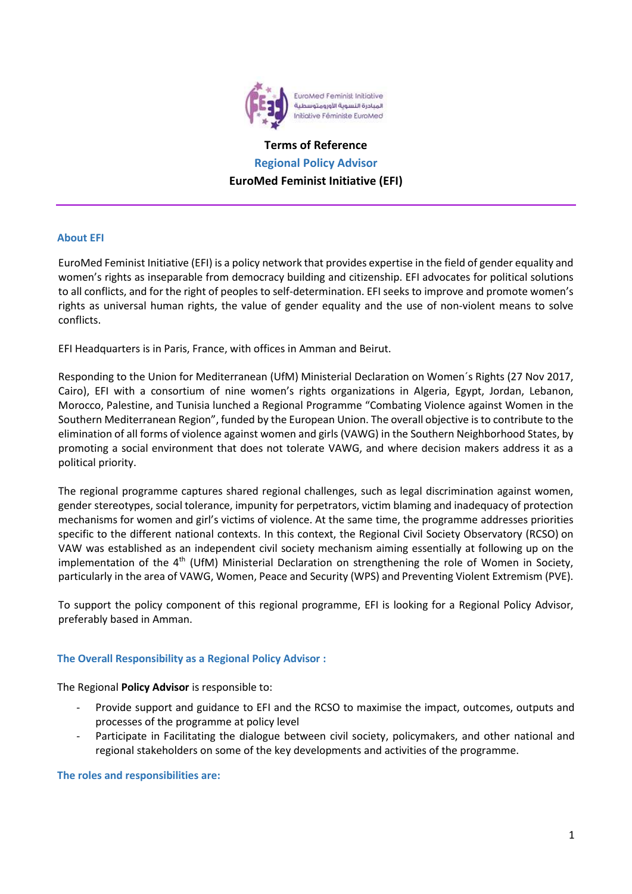EuroMed Feminist Initiative
المبادرة النسوية الأورومتوسطية
Initiative Féministe EuroMed

**Terms of Reference**

**Regional Policy Advisor**

**EuroMed Feminist Initiative (EFI)**

---

### About EFI

EuroMed Feminist Initiative (EFI) is a policy network that provides expertise in the field of gender equality and women's rights as inseparable from democracy building and citizenship. EFI advocates for political solutions to all conflicts, and for the right of peoples to self-determination. EFI seeks to improve and promote women's rights as universal human rights, the value of gender equality and the use of non-violent means to solve conflicts.

EFI Headquarters is in Paris, France, with offices in Amman and Beirut.

Responding to the Union for Mediterranean (UfM) Ministerial Declaration on Women´s Rights (27 Nov 2017, Cairo), EFI with a consortium of nine women's rights organizations in Algeria, Egypt, Jordan, Lebanon, Morocco, Palestine, and Tunisia lunched a Regional Programme "Combating Violence against Women in the Southern Mediterranean Region", funded by the European Union. The overall objective is to contribute to the elimination of all forms of violence against women and girls (VAWG) in the Southern Neighborhood States, by promoting a social environment that does not tolerate VAWG, and where decision makers address it as a political priority.

The regional programme captures shared regional challenges, such as legal discrimination against women, gender stereotypes, social tolerance, impunity for perpetrators, victim blaming and inadequacy of protection mechanisms for women and girl's victims of violence. At the same time, the programme addresses priorities specific to the different national contexts. In this context, the Regional Civil Society Observatory (RCSO) on VAW was established as an independent civil society mechanism aiming essentially at following up on the implementation of the 4th (UfM) Ministerial Declaration on strengthening the role of Women in Society, particularly in the area of VAWG, Women, Peace and Security (WPS) and Preventing Violent Extremism (PVE).

To support the policy component of this regional programme, EFI is looking for a Regional Policy Advisor, preferably based in Amman.

### The Overall Responsibility as a Regional Policy Advisor :

The Regional **Policy Advisor** is responsible to:

- Provide support and guidance to EFI and the RCSO to maximise the impact, outcomes, outputs and processes of the programme at policy level
- Participate in Facilitating the dialogue between civil society, policymakers, and other national and regional stakeholders on some of the key developments and activities of the programme.

### The roles and responsibilities are: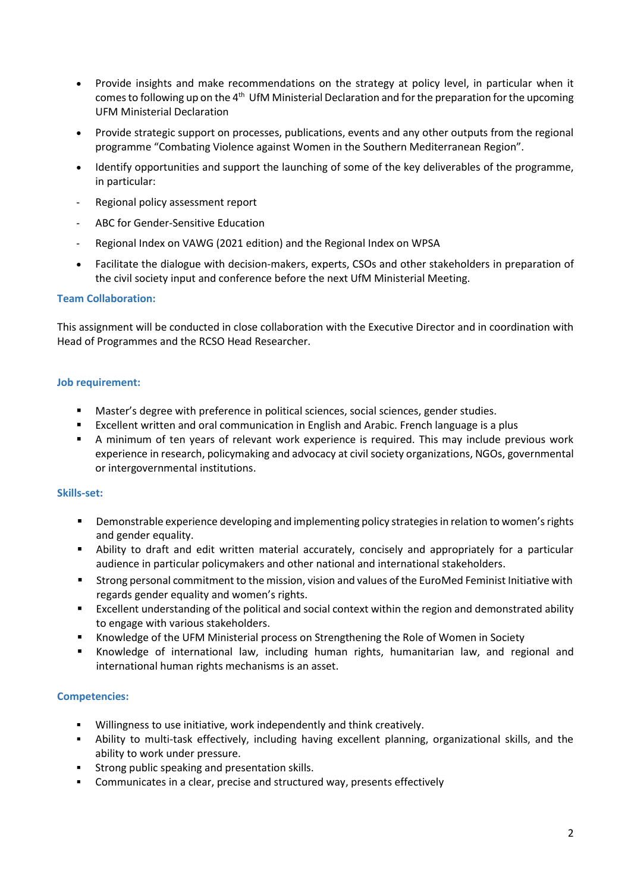- Provide insights and make recommendations on the strategy at policy level, in particular when it comes to following up on the 4th UfM Ministerial Declaration and for the preparation for the upcoming UFM Ministerial Declaration
- Provide strategic support on processes, publications, events and any other outputs from the regional programme "Combating Violence against Women in the Southern Mediterranean Region".
- Identify opportunities and support the launching of some of the key deliverables of the programme, in particular:
  - Regional policy assessment report
  - ABC for Gender-Sensitive Education
  - Regional Index on VAWG (2021 edition) and the Regional Index on WPSA
- Facilitate the dialogue with decision-makers, experts, CSOs and other stakeholders in preparation of the civil society input and conference before the next UfM Ministerial Meeting.

### Team Collaboration:

This assignment will be conducted in close collaboration with the Executive Director and in coordination with Head of Programmes and the RCSO Head Researcher.

### Job requirement:

- Master's degree with preference in political sciences, social sciences, gender studies.
- Excellent written and oral communication in English and Arabic. French language is a plus
- A minimum of ten years of relevant work experience is required. This may include previous work experience in research, policymaking and advocacy at civil society organizations, NGOs, governmental or intergovernmental institutions.

### Skills-set:

- Demonstrable experience developing and implementing policy strategies in relation to women's rights and gender equality.
- Ability to draft and edit written material accurately, concisely and appropriately for a particular audience in particular policymakers and other national and international stakeholders.
- Strong personal commitment to the mission, vision and values of the EuroMed Feminist Initiative with regards gender equality and women's rights.
- Excellent understanding of the political and social context within the region and demonstrated ability to engage with various stakeholders.
- Knowledge of the UFM Ministerial process on Strengthening the Role of Women in Society
- Knowledge of international law, including human rights, humanitarian law, and regional and international human rights mechanisms is an asset.

### Competencies:

- Willingness to use initiative, work independently and think creatively.
- Ability to multi-task effectively, including having excellent planning, organizational skills, and the ability to work under pressure.
- Strong public speaking and presentation skills.
- Communicates in a clear, precise and structured way, presents effectively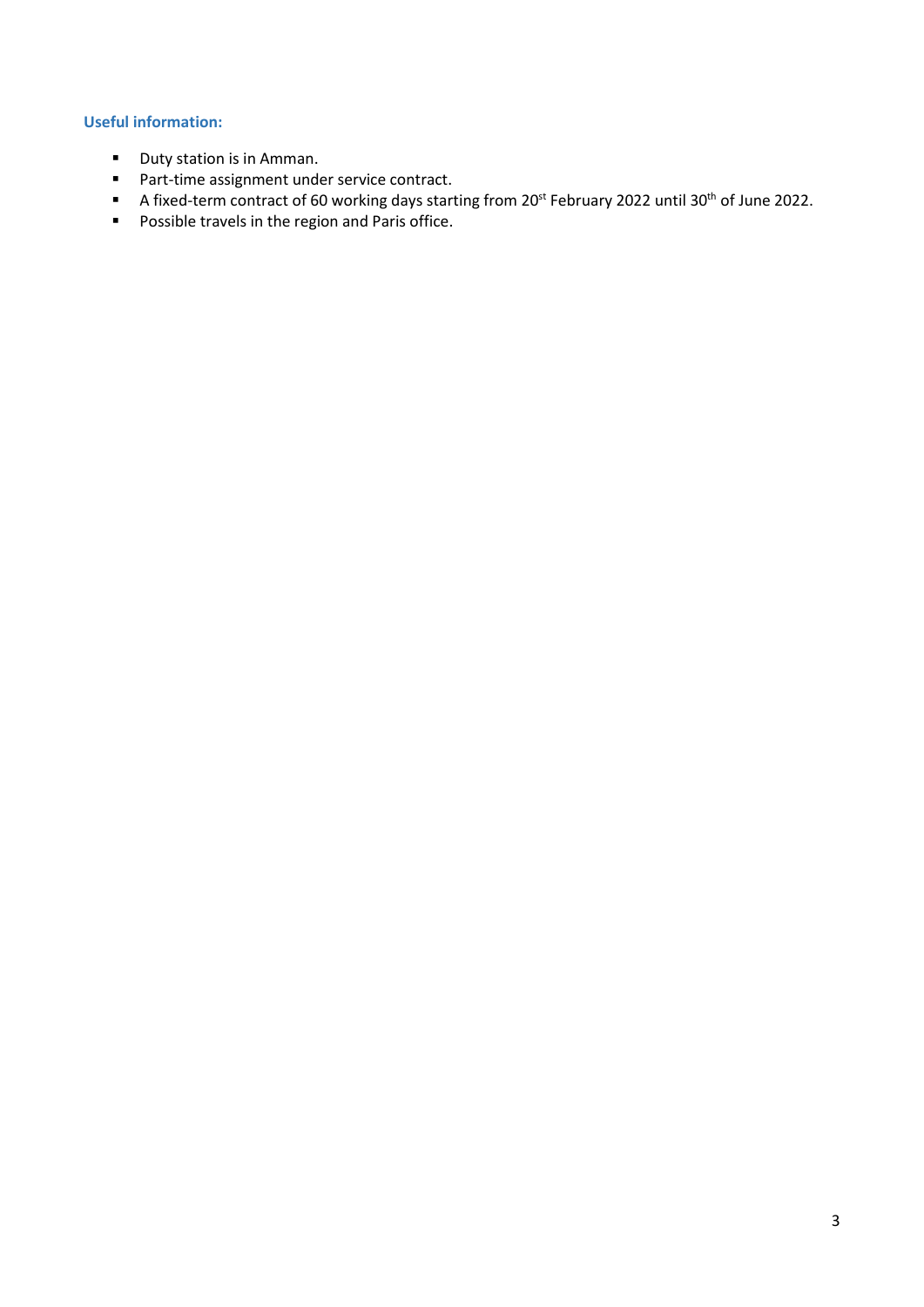**Useful information:**

- Duty station is in Amman.
- Part-time assignment under service contract.
- A fixed-term contract of 60 working days starting from 20st February 2022 until 30th of June 2022.
- Possible travels in the region and Paris office.